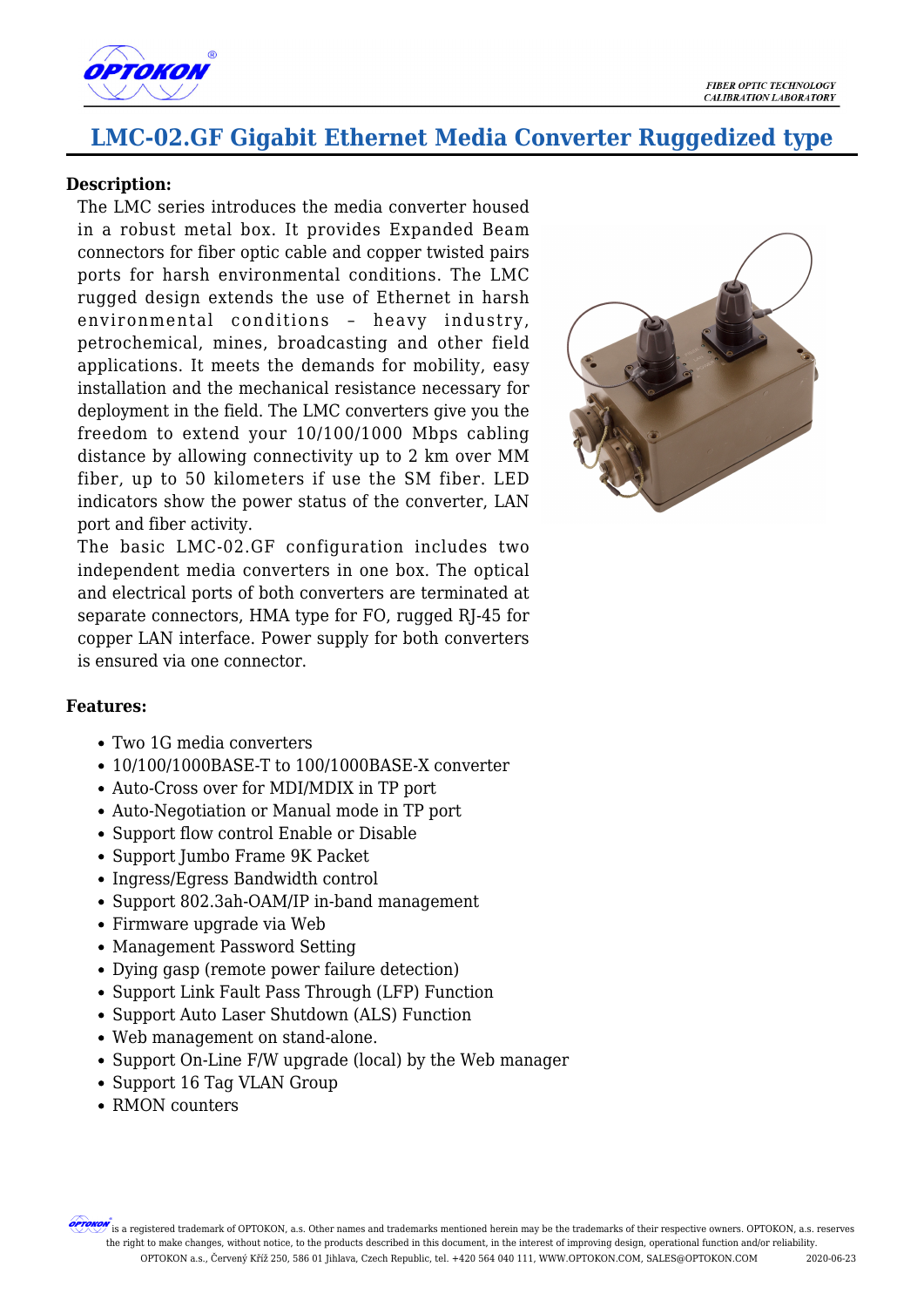# LMC-02.GF Gigabit Ethernet Media Converter Ruggedized type

**Description:**

The LMC series introduces the media converter housed in a robust metal box. It provides Expanded Beam connectors for fiber optic cable and copper twisted pairs ports for harsh environmental conditions. The LMC rugged design extends the use of Ethernet in harsh environmental conditions – heavy industry, petrochemical, mines, broadcasting and other field applications. It meets the demands for mobility, easy installation and the mechanical resistance necessary for deployment in the field. The LMC converters give you the freedom to extend your 10/100/1000 Mbps cabling distance by allowing connectivity up to 2 km over MM fiber, up to 50 kilometers if use the SM fiber. LED indicators show the power status of the converter, LAN port and fiber activity.

The basic LMC-02.GF configuration includes two independent media converters in one box. The optical and electrical ports of both converters are terminated at separate connectors, HMA type for FO, rugged RJ-45 for copper LAN interface. Power supply for both converters is ensured via one connector.

**Features:**

- Two 1G media converters
- 10/100/1000BASE-T to 100/1000BASE-X converter
- Auto-Cross over for MDI/MDIX in TP port
- Auto-Negotiation or Manual mode in TP port
- Support flow control Enable or Disable
- Support Jumbo Frame 9K Packet
- Ingress/Egress Bandwidth control
- Support 802.3ah-OAM/IP in-band management
- Firmware upgrade via Web
- Management Password Setting
- Dying gasp (remote power failure detection)
- Support Link Fault Pass Through (LFP) Function
- Support Auto Laser Shutdown (ALS) Function
- Web management on stand-alone.
- Support On-Line F/W upgrade (local) by the Web manager
- Support 16 Tag VLAN Group
- RMON counters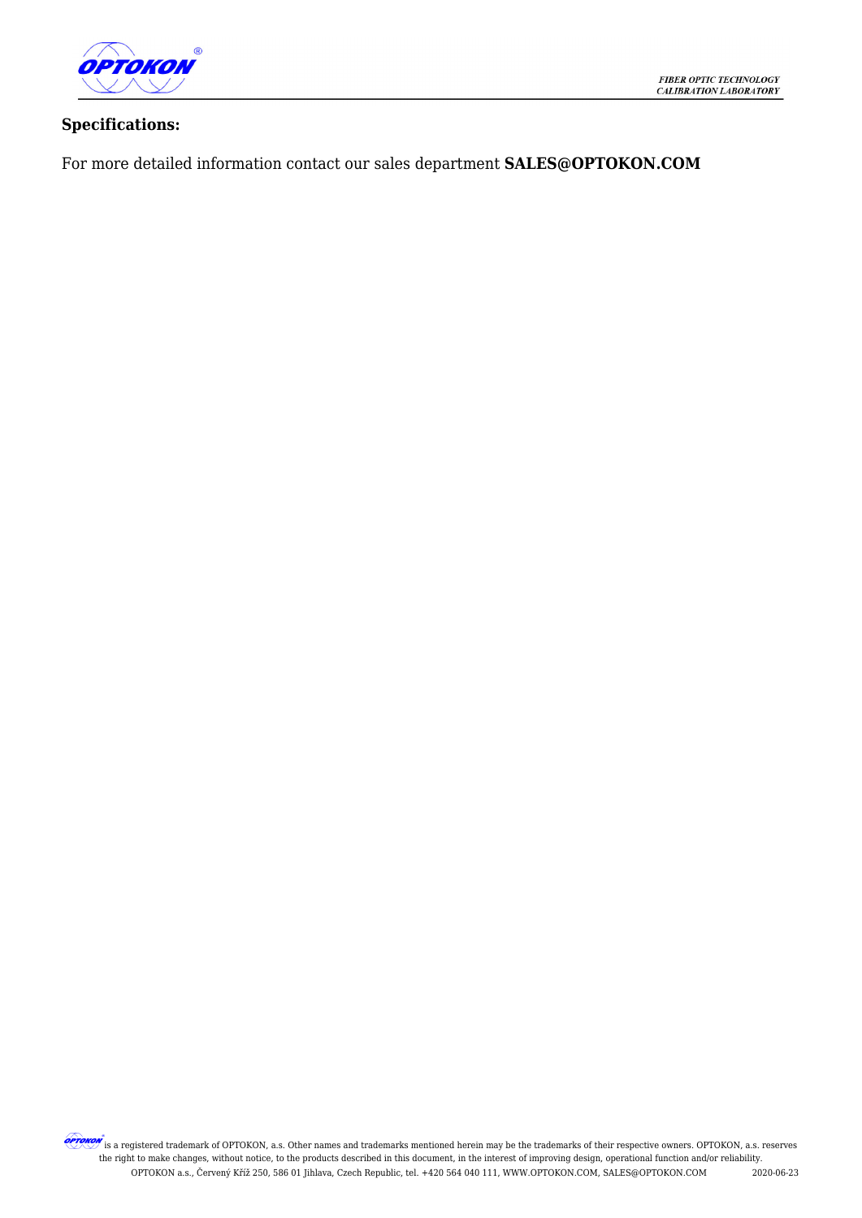**Specifications:**

For more detailed information contact our sales department **SALES@OPTOKON.COM**